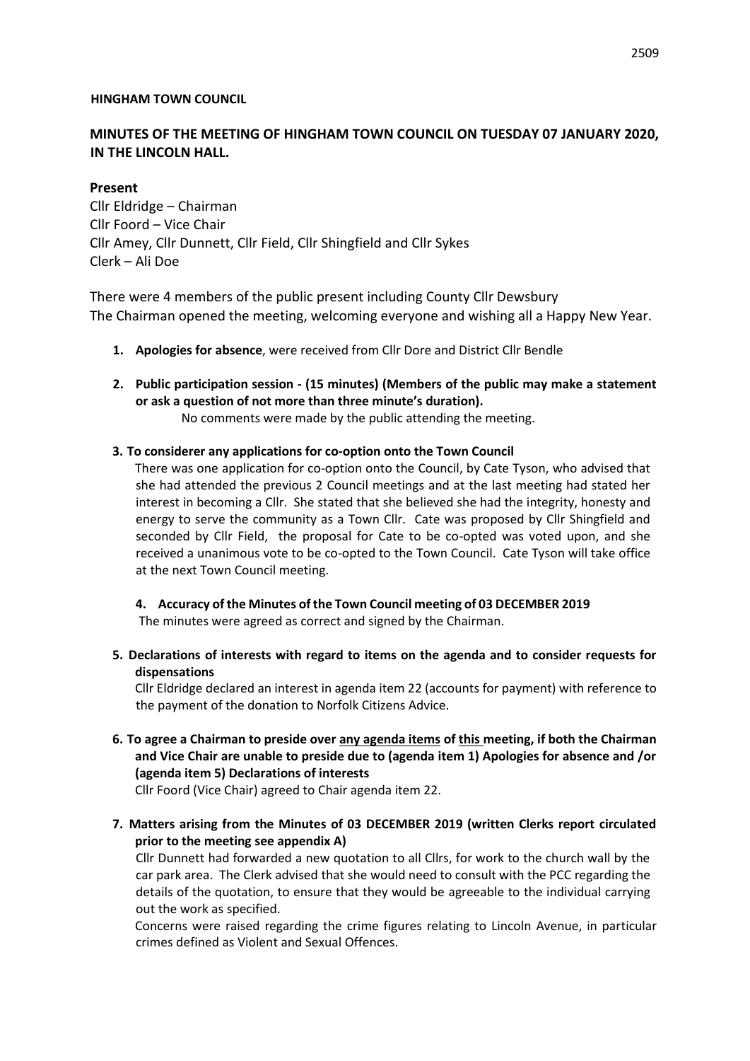**HINGHAM TOWN COUNCIL**

## MINUTES OF THE MEETING OF HINGHAM TOWN COUNCIL ON TUESDAY 07 JANUARY 2020, IN THE LINCOLN HALL.

### Present

Cllr Eldridge – Chairman
Cllr Foord – Vice Chair
Cllr Amey, Cllr Dunnett, Cllr Field, Cllr Shingfield and Cllr Sykes
Clerk – Ali Doe

There were 4 members of the public present including County Cllr Dewsbury
The Chairman opened the meeting, welcoming everyone and wishing all a Happy New Year.

1. **Apologies for absence**, were received from Cllr Dore and District Cllr Bendle

2. **Public participation session - (15 minutes) (Members of the public may make a statement or ask a question of not more than three minute's duration).**
   No comments were made by the public attending the meeting.

3. **To considerer any applications for co-option onto the Town Council**
   There was one application for co-option onto the Council, by Cate Tyson, who advised that she had attended the previous 2 Council meetings and at the last meeting had stated her interest in becoming a Cllr. She stated that she believed she had the integrity, honesty and energy to serve the community as a Town Cllr. Cate was proposed by Cllr Shingfield and seconded by Cllr Field, the proposal for Cate to be co-opted was voted upon, and she received a unanimous vote to be co-opted to the Town Council. Cate Tyson will take office at the next Town Council meeting.

4. **Accuracy of the Minutes of the Town Council meeting of 03 DECEMBER 2019**
   The minutes were agreed as correct and signed by the Chairman.

5. **Declarations of interests with regard to items on the agenda and to consider requests for dispensations**
   Cllr Eldridge declared an interest in agenda item 22 (accounts for payment) with reference to the payment of the donation to Norfolk Citizens Advice.

6. **To agree a Chairman to preside over <u>any agenda items</u> of <u>this</u> meeting, if both the Chairman and Vice Chair are unable to preside due to (agenda item 1) Apologies for absence and /or (agenda item 5) Declarations of interests**
   Cllr Foord (Vice Chair) agreed to Chair agenda item 22.

7. **Matters arising from the Minutes of 03 DECEMBER 2019 (written Clerks report circulated prior to the meeting see appendix A)**
   Cllr Dunnett had forwarded a new quotation to all Cllrs, for work to the church wall by the car park area. The Clerk advised that she would need to consult with the PCC regarding the details of the quotation, to ensure that they would be agreeable to the individual carrying out the work as specified.
   Concerns were raised regarding the crime figures relating to Lincoln Avenue, in particular crimes defined as Violent and Sexual Offences.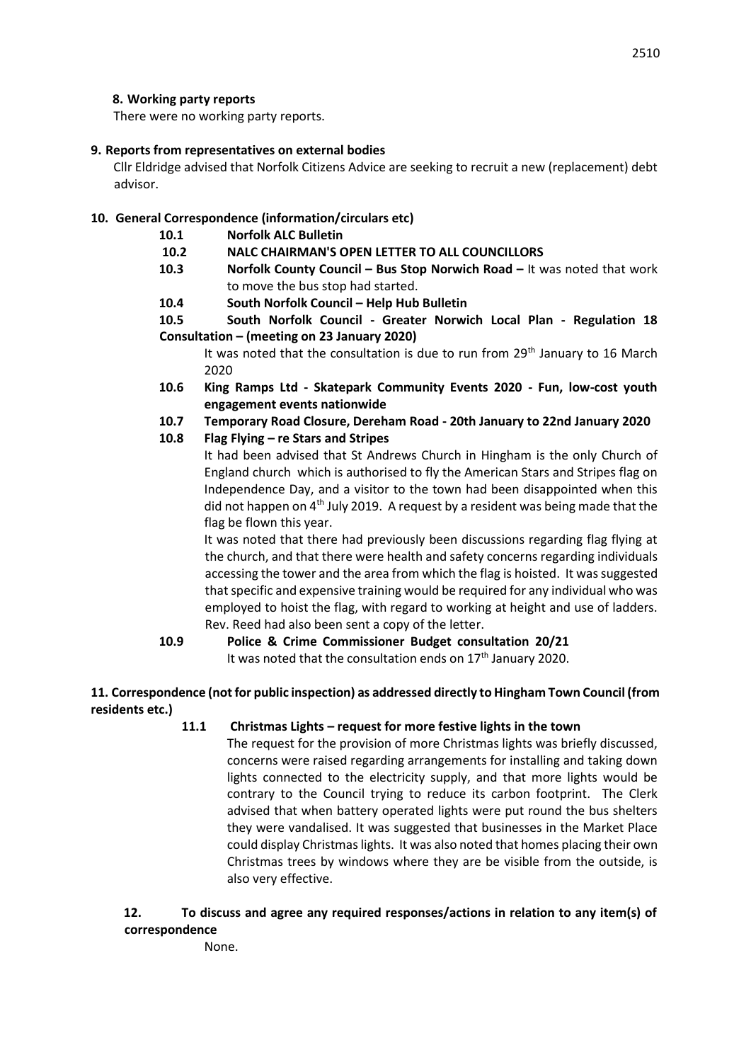**8. Working party reports**

There were no working party reports.

**9. Reports from representatives on external bodies**

Cllr Eldridge advised that Norfolk Citizens Advice are seeking to recruit a new (replacement) debt advisor.

**10. General Correspondence (information/circulars etc)**

**10.1 Norfolk ALC Bulletin**

**10.2 NALC CHAIRMAN'S OPEN LETTER TO ALL COUNCILLORS**

**10.3 Norfolk County Council – Bus Stop Norwich Road –** It was noted that work to move the bus stop had started.

**10.4 South Norfolk Council – Help Hub Bulletin**

**10.5 South Norfolk Council - Greater Norwich Local Plan - Regulation 18 Consultation – (meeting on 23 January 2020)**

It was noted that the consultation is due to run from 29th January to 16 March 2020

**10.6 King Ramps Ltd - Skatepark Community Events 2020 - Fun, low-cost youth engagement events nationwide**

**10.7 Temporary Road Closure, Dereham Road - 20th January to 22nd January 2020**

**10.8 Flag Flying – re Stars and Stripes**

It had been advised that St Andrews Church in Hingham is the only Church of England church which is authorised to fly the American Stars and Stripes flag on Independence Day, and a visitor to the town had been disappointed when this did not happen on 4th July 2019. A request by a resident was being made that the flag be flown this year.

It was noted that there had previously been discussions regarding flag flying at the church, and that there were health and safety concerns regarding individuals accessing the tower and the area from which the flag is hoisted. It was suggested that specific and expensive training would be required for any individual who was employed to hoist the flag, with regard to working at height and use of ladders. Rev. Reed had also been sent a copy of the letter.

**10.9 Police & Crime Commissioner Budget consultation 20/21**

It was noted that the consultation ends on 17th January 2020.

**11. Correspondence (not for public inspection) as addressed directly to Hingham Town Council (from residents etc.)**

**11.1 Christmas Lights – request for more festive lights in the town**

The request for the provision of more Christmas lights was briefly discussed, concerns were raised regarding arrangements for installing and taking down lights connected to the electricity supply, and that more lights would be contrary to the Council trying to reduce its carbon footprint. The Clerk advised that when battery operated lights were put round the bus shelters they were vandalised. It was suggested that businesses in the Market Place could display Christmas lights. It was also noted that homes placing their own Christmas trees by windows where they are be visible from the outside, is also very effective.

**12. To discuss and agree any required responses/actions in relation to any item(s) of correspondence**

None.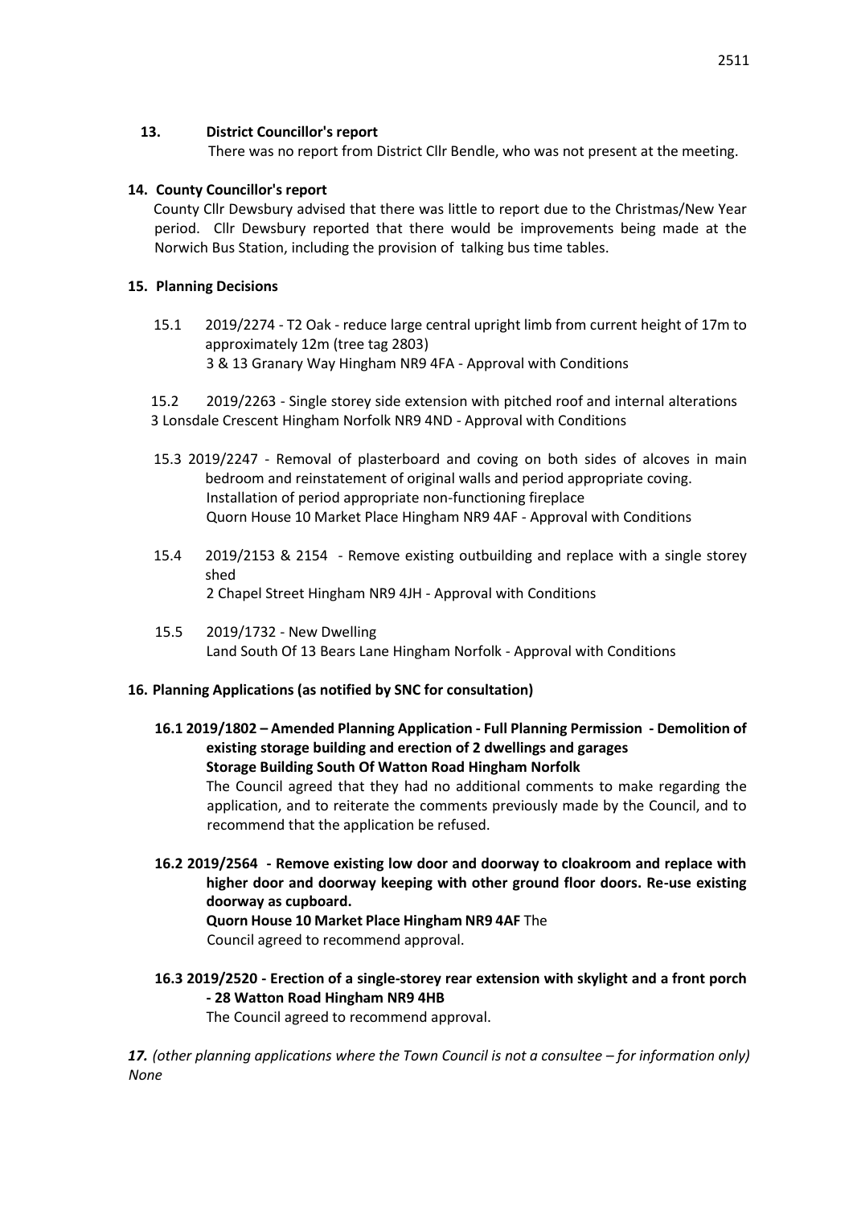**13. District Councillor's report**

There was no report from District Cllr Bendle, who was not present at the meeting.

**14. County Councillor's report**

County Cllr Dewsbury advised that there was little to report due to the Christmas/New Year period. Cllr Dewsbury reported that there would be improvements being made at the Norwich Bus Station, including the provision of talking bus time tables.

**15. Planning Decisions**

15.1 2019/2274 - T2 Oak - reduce large central upright limb from current height of 17m to approximately 12m (tree tag 2803)
3 & 13 Granary Way Hingham NR9 4FA - Approval with Conditions

15.2 2019/2263 - Single storey side extension with pitched roof and internal alterations
3 Lonsdale Crescent Hingham Norfolk NR9 4ND - Approval with Conditions

15.3 2019/2247 - Removal of plasterboard and coving on both sides of alcoves in main bedroom and reinstatement of original walls and period appropriate coving.
Installation of period appropriate non-functioning fireplace
Quorn House 10 Market Place Hingham NR9 4AF - Approval with Conditions

15.4 2019/2153 & 2154 - Remove existing outbuilding and replace with a single storey shed
2 Chapel Street Hingham NR9 4JH - Approval with Conditions

15.5 2019/1732 - New Dwelling
Land South Of 13 Bears Lane Hingham Norfolk - Approval with Conditions

**16. Planning Applications (as notified by SNC for consultation)**

**16.1 2019/1802 – Amended Planning Application - Full Planning Permission - Demolition of existing storage building and erection of 2 dwellings and garages**
**Storage Building South Of Watton Road Hingham Norfolk**
The Council agreed that they had no additional comments to make regarding the application, and to reiterate the comments previously made by the Council, and to recommend that the application be refused.

**16.2 2019/2564 - Remove existing low door and doorway to cloakroom and replace with higher door and doorway keeping with other ground floor doors. Re-use existing doorway as cupboard.**
**Quorn House 10 Market Place Hingham NR9 4AF** The Council agreed to recommend approval.

**16.3 2019/2520 - Erection of a single-storey rear extension with skylight and a front porch - 28 Watton Road Hingham NR9 4HB**
The Council agreed to recommend approval.

***17.*** *(other planning applications where the Town Council is not a consultee – for information only) None*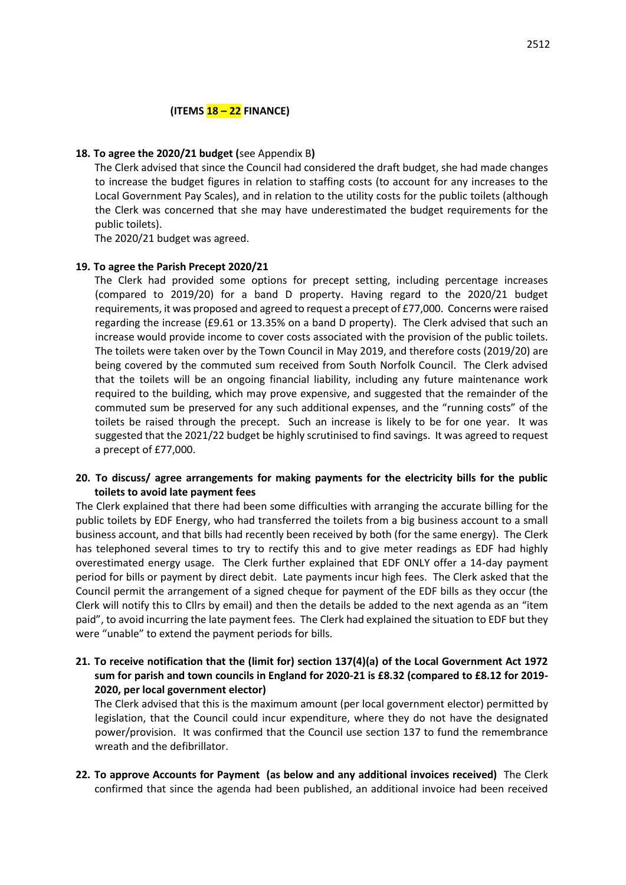**(ITEMS 18 – 22 FINANCE)**

**18. To agree the 2020/21 budget (**see Appendix B**)**

The Clerk advised that since the Council had considered the draft budget, she had made changes to increase the budget figures in relation to staffing costs (to account for any increases to the Local Government Pay Scales), and in relation to the utility costs for the public toilets (although the Clerk was concerned that she may have underestimated the budget requirements for the public toilets).

The 2020/21 budget was agreed.

**19. To agree the Parish Precept 2020/21**

The Clerk had provided some options for precept setting, including percentage increases (compared to 2019/20) for a band D property. Having regard to the 2020/21 budget requirements, it was proposed and agreed to request a precept of £77,000. Concerns were raised regarding the increase (£9.61 or 13.35% on a band D property). The Clerk advised that such an increase would provide income to cover costs associated with the provision of the public toilets. The toilets were taken over by the Town Council in May 2019, and therefore costs (2019/20) are being covered by the commuted sum received from South Norfolk Council. The Clerk advised that the toilets will be an ongoing financial liability, including any future maintenance work required to the building, which may prove expensive, and suggested that the remainder of the commuted sum be preserved for any such additional expenses, and the "running costs" of the toilets be raised through the precept. Such an increase is likely to be for one year. It was suggested that the 2021/22 budget be highly scrutinised to find savings. It was agreed to request a precept of £77,000.

**20. To discuss/ agree arrangements for making payments for the electricity bills for the public toilets to avoid late payment fees**

The Clerk explained that there had been some difficulties with arranging the accurate billing for the public toilets by EDF Energy, who had transferred the toilets from a big business account to a small business account, and that bills had recently been received by both (for the same energy). The Clerk has telephoned several times to try to rectify this and to give meter readings as EDF had highly overestimated energy usage. The Clerk further explained that EDF ONLY offer a 14-day payment period for bills or payment by direct debit. Late payments incur high fees. The Clerk asked that the Council permit the arrangement of a signed cheque for payment of the EDF bills as they occur (the Clerk will notify this to Cllrs by email) and then the details be added to the next agenda as an "item paid", to avoid incurring the late payment fees. The Clerk had explained the situation to EDF but they were "unable" to extend the payment periods for bills.

**21. To receive notification that the (limit for) section 137(4)(a) of the Local Government Act 1972 sum for parish and town councils in England for 2020-21 is £8.32 (compared to £8.12 for 2019-2020, per local government elector)**

The Clerk advised that this is the maximum amount (per local government elector) permitted by legislation, that the Council could incur expenditure, where they do not have the designated power/provision. It was confirmed that the Council use section 137 to fund the remembrance wreath and the defibrillator.

**22. To approve Accounts for Payment (as below and any additional invoices received)** The Clerk confirmed that since the agenda had been published, an additional invoice had been received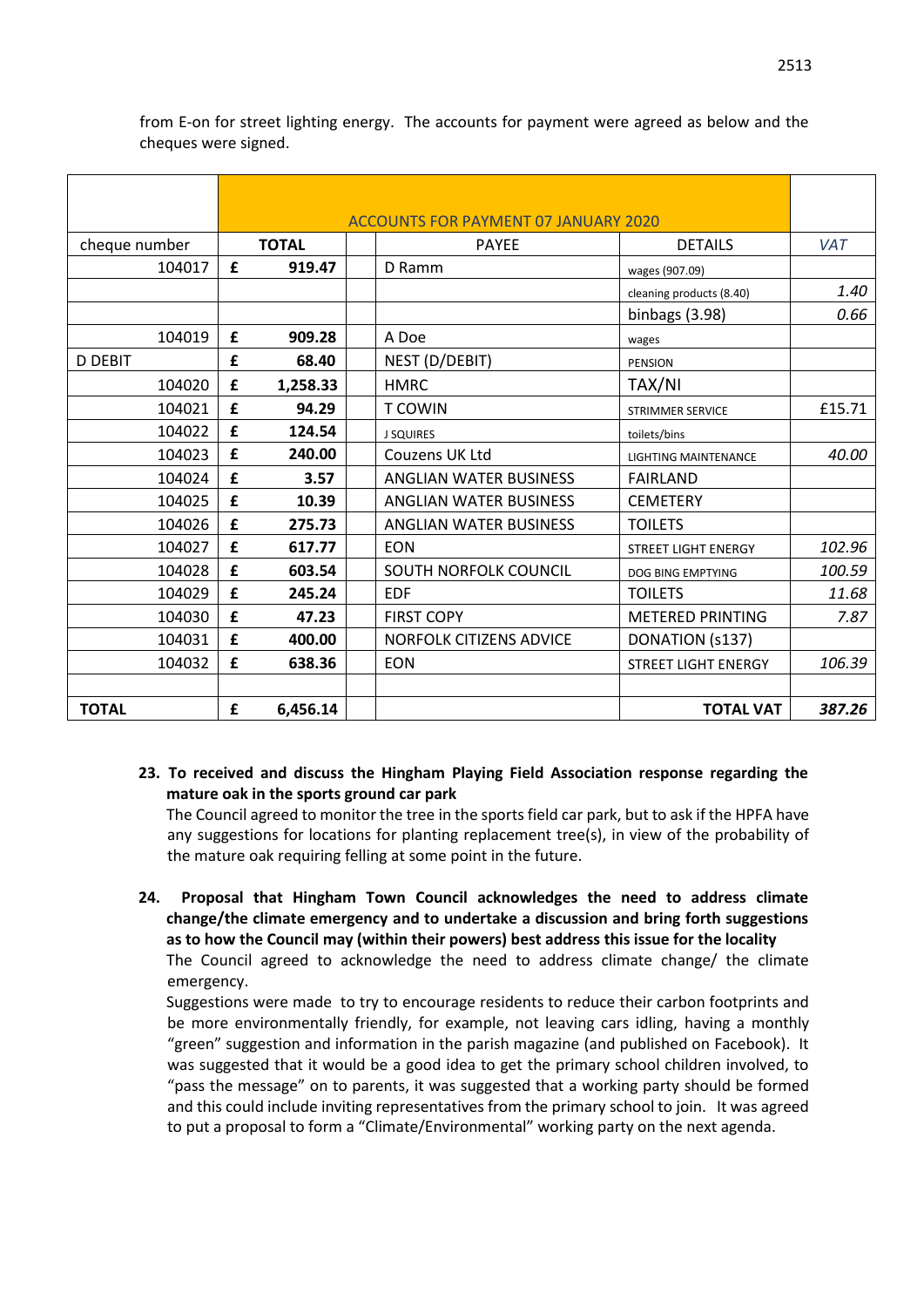from E-on for street lighting energy. The accounts for payment were agreed as below and the cheques were signed.

| | ACCOUNTS FOR PAYMENT 07 JANUARY 2020 | | | | | |
|---|---|---|---|---|---|---|
| cheque number | TOTAL | | | PAYEE | DETAILS | VAT |
| 104017 | £ | 919.47 | | D Ramm | wages (907.09) | |
| | | | | | cleaning products (8.40) | 1.40 |
| | | | | | binbags (3.98) | 0.66 |
| 104019 | £ | 909.28 | | A Doe | wages | |
| D DEBIT | £ | 68.40 | | NEST (D/DEBIT) | PENSION | |
| 104020 | £ | 1,258.33 | | HMRC | TAX/NI | |
| 104021 | £ | 94.29 | | T COWIN | STRIMMER SERVICE | £15.71 |
| 104022 | £ | 124.54 | | J SQUIRES | toilets/bins | |
| 104023 | £ | 240.00 | | Couzens UK Ltd | LIGHTING MAINTENANCE | 40.00 |
| 104024 | £ | 3.57 | | ANGLIAN WATER BUSINESS | FAIRLAND | |
| 104025 | £ | 10.39 | | ANGLIAN WATER BUSINESS | CEMETERY | |
| 104026 | £ | 275.73 | | ANGLIAN WATER BUSINESS | TOILETS | |
| 104027 | £ | 617.77 | | EON | STREET LIGHT ENERGY | 102.96 |
| 104028 | £ | 603.54 | | SOUTH NORFOLK COUNCIL | DOG BING EMPTYING | 100.59 |
| 104029 | £ | 245.24 | | EDF | TOILETS | 11.68 |
| 104030 | £ | 47.23 | | FIRST COPY | METERED PRINTING | 7.87 |
| 104031 | £ | 400.00 | | NORFOLK CITIZENS ADVICE | DONATION (s137) | |
| 104032 | £ | 638.36 | | EON | STREET LIGHT ENERGY | 106.39 |
| | | | | | | |
| **TOTAL** | **£** | **6,456.14** | | | **TOTAL VAT** | **387.26** |

**23. To received and discuss the Hingham Playing Field Association response regarding the mature oak in the sports ground car park**

The Council agreed to monitor the tree in the sports field car park, but to ask if the HPFA have any suggestions for locations for planting replacement tree(s), in view of the probability of the mature oak requiring felling at some point in the future.

**24. Proposal that Hingham Town Council acknowledges the need to address climate change/the climate emergency and to undertake a discussion and bring forth suggestions as to how the Council may (within their powers) best address this issue for the locality**

The Council agreed to acknowledge the need to address climate change/ the climate emergency.

Suggestions were made to try to encourage residents to reduce their carbon footprints and be more environmentally friendly, for example, not leaving cars idling, having a monthly "green" suggestion and information in the parish magazine (and published on Facebook). It was suggested that it would be a good idea to get the primary school children involved, to "pass the message" on to parents, it was suggested that a working party should be formed and this could include inviting representatives from the primary school to join. It was agreed to put a proposal to form a "Climate/Environmental" working party on the next agenda.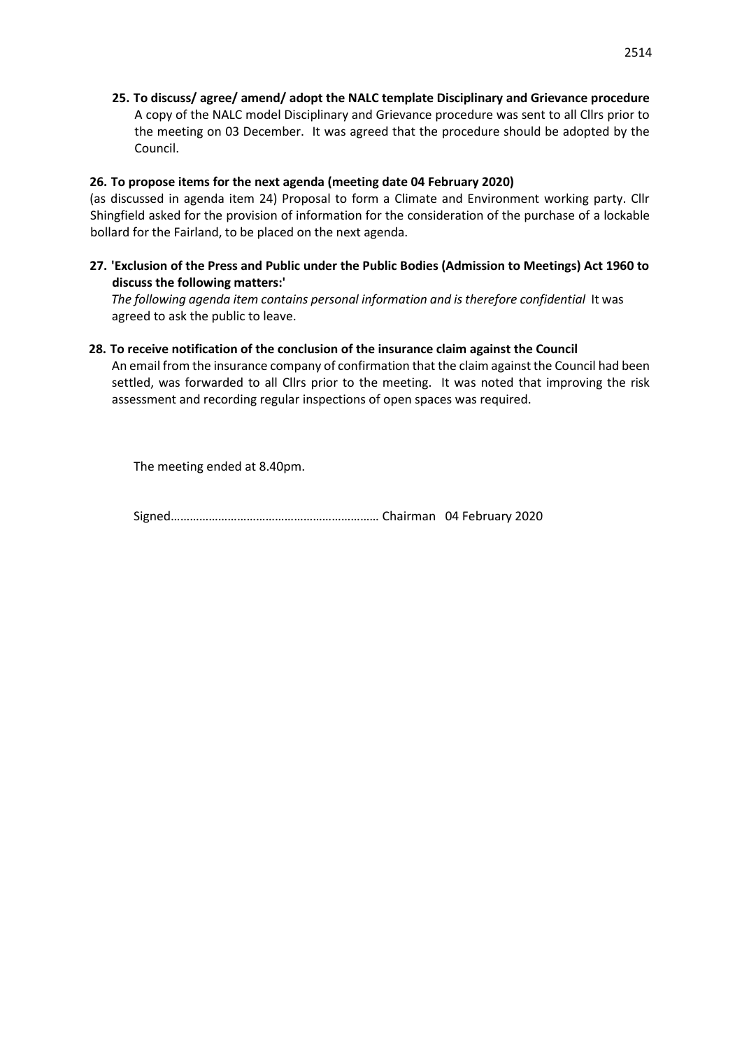**25. To discuss/ agree/ amend/ adopt the NALC template Disciplinary and Grievance procedure**

A copy of the NALC model Disciplinary and Grievance procedure was sent to all Cllrs prior to the meeting on 03 December. It was agreed that the procedure should be adopted by the Council.

**26. To propose items for the next agenda (meeting date 04 February 2020)**

(as discussed in agenda item 24) Proposal to form a Climate and Environment working party. Cllr Shingfield asked for the provision of information for the consideration of the purchase of a lockable bollard for the Fairland, to be placed on the next agenda.

**27. 'Exclusion of the Press and Public under the Public Bodies (Admission to Meetings) Act 1960 to discuss the following matters:'**

*The following agenda item contains personal information and is therefore confidential* It was agreed to ask the public to leave.

**28. To receive notification of the conclusion of the insurance claim against the Council**

An email from the insurance company of confirmation that the claim against the Council had been settled, was forwarded to all Cllrs prior to the meeting. It was noted that improving the risk assessment and recording regular inspections of open spaces was required.

The meeting ended at 8.40pm.

Signed………………………………………………………… Chairman 04 February 2020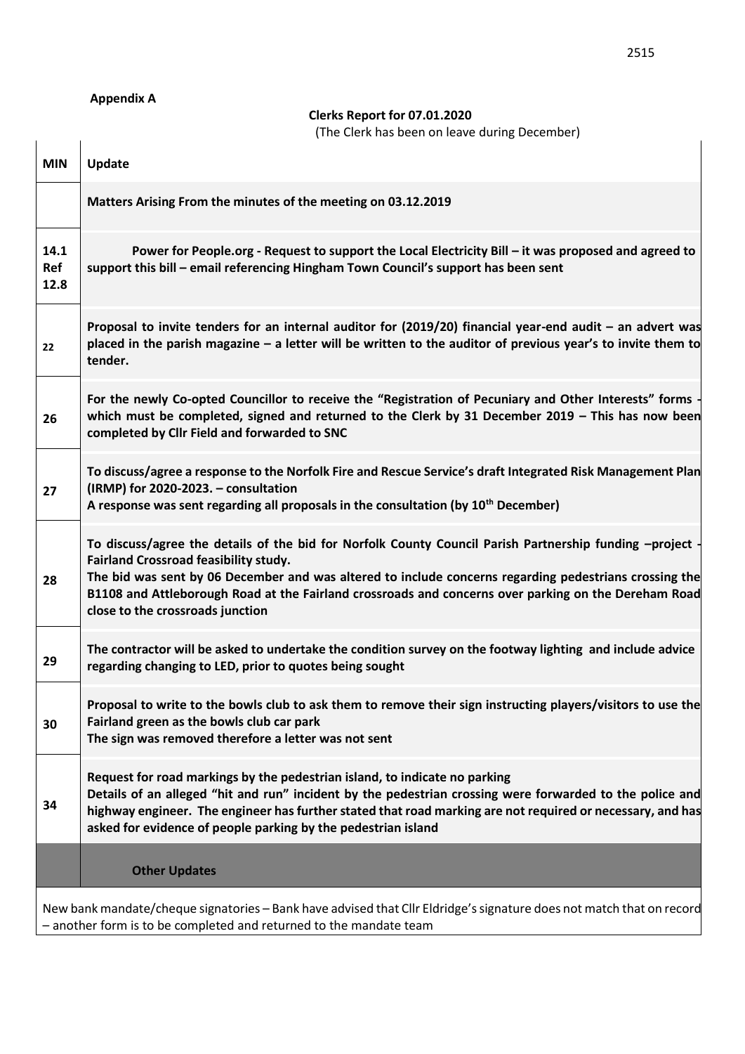**Appendix A**

**Clerks Report for 07.01.2020**

(The Clerk has been on leave during December)

| MIN | Update |
|---|---|
| | **Matters Arising From the minutes of the meeting on 03.12.2019** |
| 14.1 Ref 12.8 | **Power for People.org - Request to support the Local Electricity Bill – it was proposed and agreed to support this bill – email referencing Hingham Town Council's support has been sent** |
| 22 | **Proposal to invite tenders for an internal auditor for (2019/20) financial year-end audit – an advert was placed in the parish magazine – a letter will be written to the auditor of previous year's to invite them to tender.** |
| 26 | **For the newly Co-opted Councillor to receive the "Registration of Pecuniary and Other Interests" forms - which must be completed, signed and returned to the Clerk by 31 December 2019 – This has now been completed by Cllr Field and forwarded to SNC** |
| 27 | **To discuss/agree a response to the Norfolk Fire and Rescue Service's draft Integrated Risk Management Plan (IRMP) for 2020-2023. – consultation**<br>**A response was sent regarding all proposals in the consultation (by 10th December)** |
| 28 | **To discuss/agree the details of the bid for Norfolk County Council Parish Partnership funding –project - Fairland Crossroad feasibility study.**<br>**The bid was sent by 06 December and was altered to include concerns regarding pedestrians crossing the B1108 and Attleborough Road at the Fairland crossroads and concerns over parking on the Dereham Road close to the crossroads junction** |
| 29 | **The contractor will be asked to undertake the condition survey on the footway lighting and include advice regarding changing to LED, prior to quotes being sought** |
| 30 | **Proposal to write to the bowls club to ask them to remove their sign instructing players/visitors to use the Fairland green as the bowls club car park**<br>**The sign was removed therefore a letter was not sent** |
| 34 | **Request for road markings by the pedestrian island, to indicate no parking**<br>**Details of an alleged "hit and run" incident by the pedestrian crossing were forwarded to the police and highway engineer. The engineer has further stated that road marking are not required or necessary, and has asked for evidence of people parking by the pedestrian island** |
| | **Other Updates** |

New bank mandate/cheque signatories – Bank have advised that Cllr Eldridge's signature does not match that on record – another form is to be completed and returned to the mandate team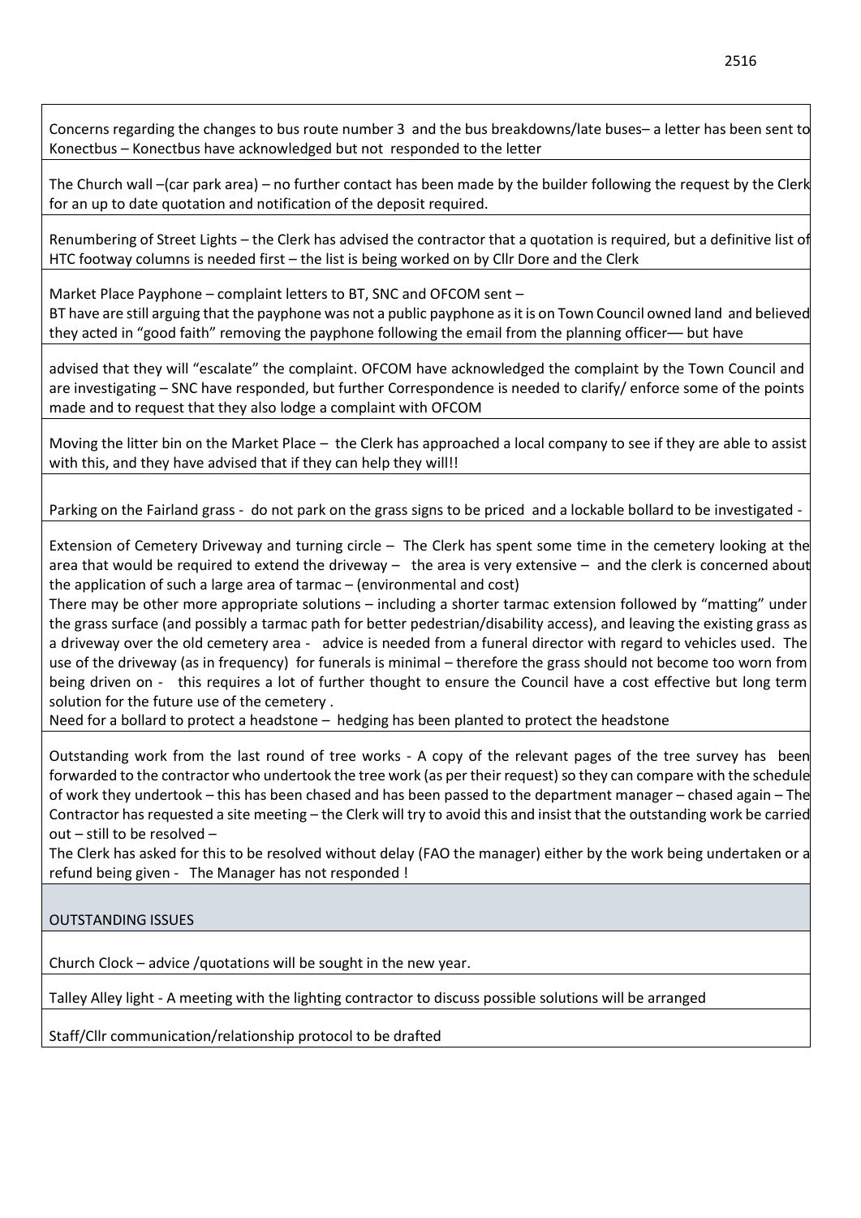Concerns regarding the changes to bus route number 3 and the bus breakdowns/late buses– a letter has been sent to Konectbus – Konectbus have acknowledged but not responded to the letter

The Church wall –(car park area) – no further contact has been made by the builder following the request by the Clerk for an up to date quotation and notification of the deposit required.

Renumbering of Street Lights – the Clerk has advised the contractor that a quotation is required, but a definitive list of HTC footway columns is needed first – the list is being worked on by Cllr Dore and the Clerk

Market Place Payphone – complaint letters to BT, SNC and OFCOM sent –
BT have are still arguing that the payphone was not a public payphone as it is on Town Council owned land and believed they acted in "good faith" removing the payphone following the email from the planning officer–– but have

advised that they will "escalate" the complaint. OFCOM have acknowledged the complaint by the Town Council and are investigating – SNC have responded, but further Correspondence is needed to clarify/ enforce some of the points made and to request that they also lodge a complaint with OFCOM

Moving the litter bin on the Market Place – the Clerk has approached a local company to see if they are able to assist with this, and they have advised that if they can help they will!!

Parking on the Fairland grass - do not park on the grass signs to be priced and a lockable bollard to be investigated -

Extension of Cemetery Driveway and turning circle – The Clerk has spent some time in the cemetery looking at the area that would be required to extend the driveway – the area is very extensive – and the clerk is concerned about the application of such a large area of tarmac – (environmental and cost)
There may be other more appropriate solutions – including a shorter tarmac extension followed by "matting" under the grass surface (and possibly a tarmac path for better pedestrian/disability access), and leaving the existing grass as a driveway over the old cemetery area - advice is needed from a funeral director with regard to vehicles used. The use of the driveway (as in frequency) for funerals is minimal – therefore the grass should not become too worn from being driven on - this requires a lot of further thought to ensure the Council have a cost effective but long term solution for the future use of the cemetery .
Need for a bollard to protect a headstone – hedging has been planted to protect the headstone

Outstanding work from the last round of tree works - A copy of the relevant pages of the tree survey has been forwarded to the contractor who undertook the tree work (as per their request) so they can compare with the schedule of work they undertook – this has been chased and has been passed to the department manager – chased again – The Contractor has requested a site meeting – the Clerk will try to avoid this and insist that the outstanding work be carried out – still to be resolved –
The Clerk has asked for this to be resolved without delay (FAO the manager) either by the work being undertaken or a refund being given - The Manager has not responded !

OUTSTANDING ISSUES

Church Clock – advice /quotations will be sought in the new year.

Talley Alley light - A meeting with the lighting contractor to discuss possible solutions will be arranged

Staff/Cllr communication/relationship protocol to be drafted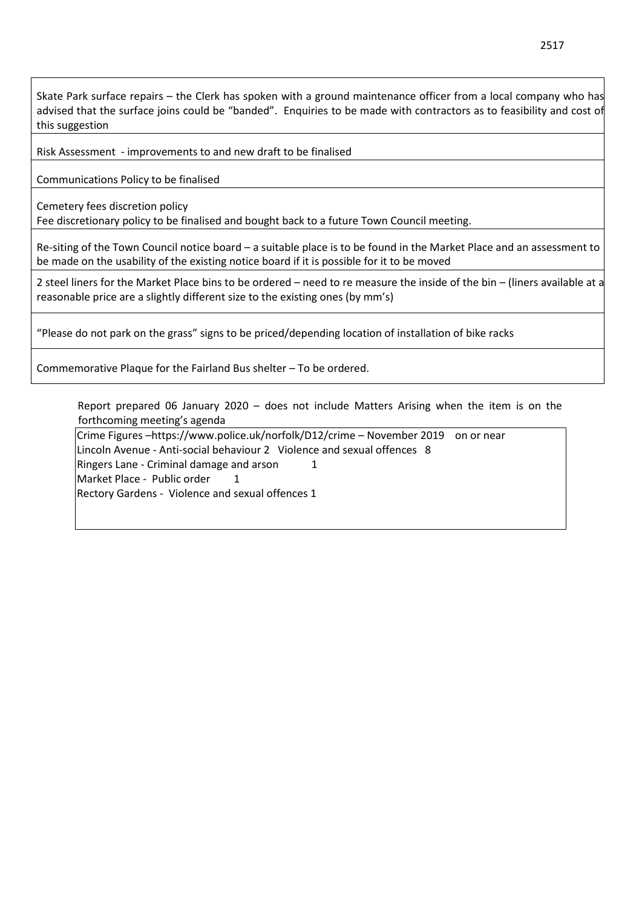| |
|---|
| Skate Park surface repairs – the Clerk has spoken with a ground maintenance officer from a local company who has advised that the surface joins could be "banded". Enquiries to be made with contractors as to feasibility and cost of this suggestion |
| Risk Assessment - improvements to and new draft to be finalised |
| Communications Policy to be finalised |
| Cemetery fees discretion policy<br>Fee discretionary policy to be finalised and bought back to a future Town Council meeting. |
| Re-siting of the Town Council notice board – a suitable place is to be found in the Market Place and an assessment to be made on the usability of the existing notice board if it is possible for it to be moved |
| 2 steel liners for the Market Place bins to be ordered – need to re measure the inside of the bin – (liners available at a reasonable price are a slightly different size to the existing ones (by mm's) |
| "Please do not park on the grass" signs to be priced/depending location of installation of bike racks |
| Commemorative Plaque for the Fairland Bus shelter – To be ordered. |

Report prepared 06 January 2020 – does not include Matters Arising when the item is on the forthcoming meeting's agenda

Crime Figures –https://www.police.uk/norfolk/D12/crime – November 2019 on or near
Lincoln Avenue - Anti-social behaviour 2 Violence and sexual offences 8
Ringers Lane - Criminal damage and arson 1
Market Place - Public order 1
Rectory Gardens - Violence and sexual offences 1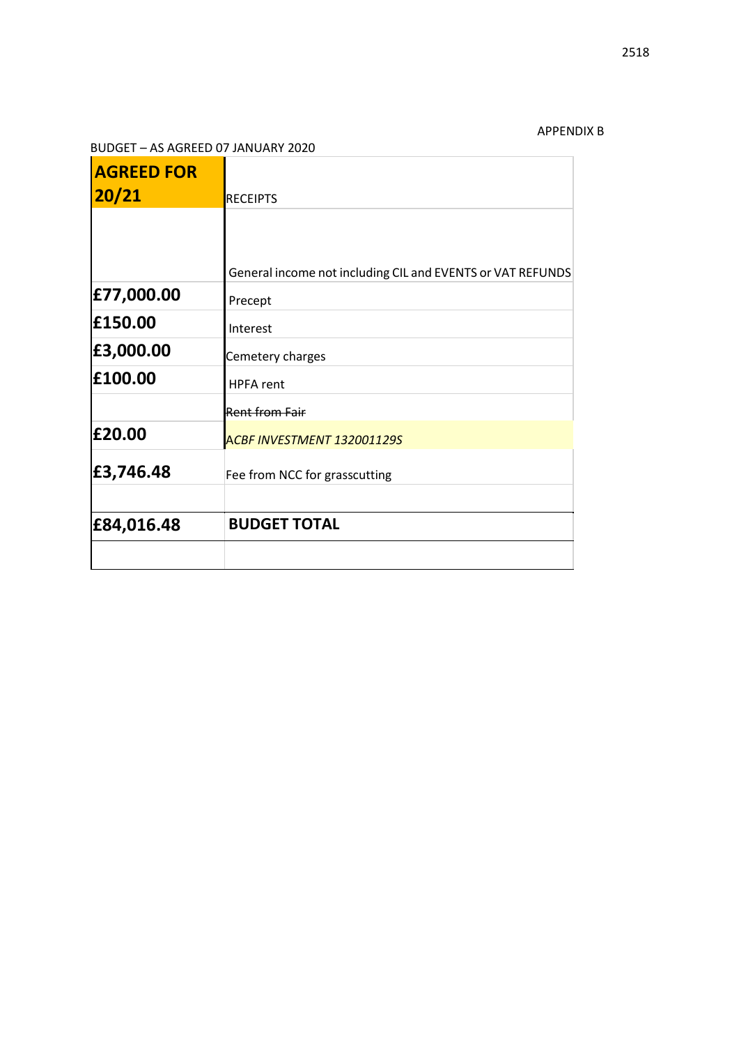APPENDIX B

BUDGET – AS AGREED 07 JANUARY 2020

| **AGREED FOR 20/21** | RECEIPTS |
|---|---|
| | General income not including CIL and EVENTS or VAT REFUNDS |
| **£77,000.00** | Precept |
| **£150.00** | Interest |
| **£3,000.00** | Cemetery charges |
| **£100.00** | HPFA rent |
| | ~~Rent from Fair~~ |
| **£20.00** | *ACBF INVESTMENT 132001129S* |
| **£3,746.48** | Fee from NCC for grasscutting |
| | |
| **£84,016.48** | **BUDGET TOTAL** |
| | |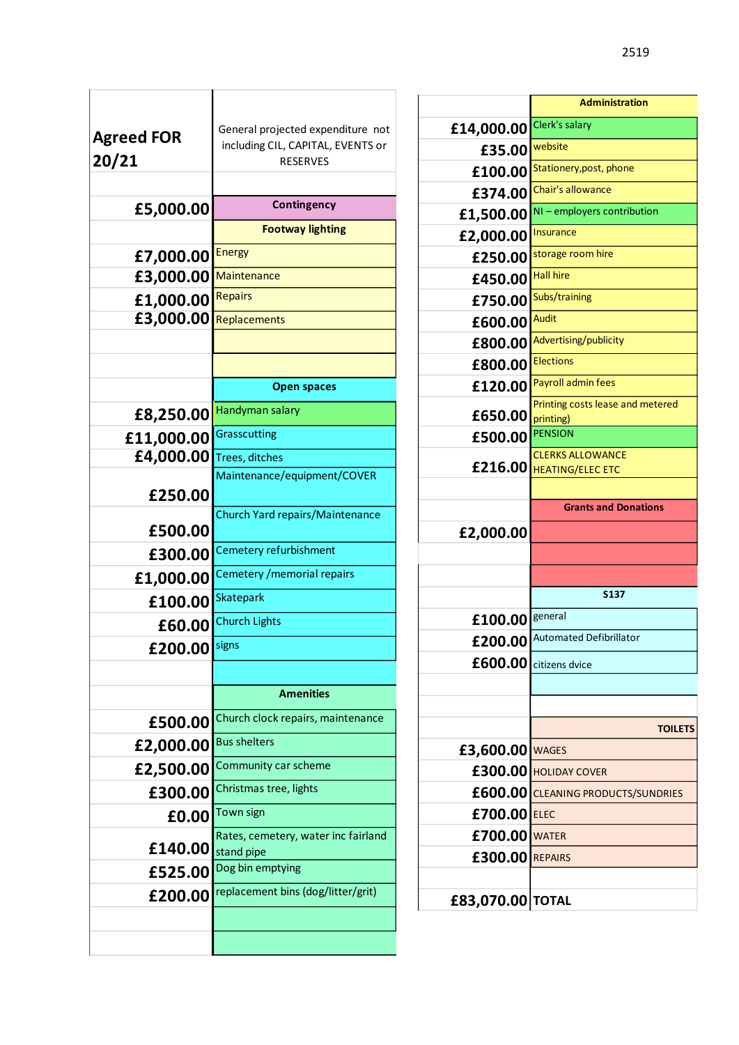| Agreed FOR 20/21 | General projected expenditure not including CIL, CAPITAL, EVENTS or RESERVES |
|---|---|
| £5,000.00 | **Contingency** |
| | **Footway lighting** |
| £7,000.00 | Energy |
| £3,000.00 | Maintenance |
| £1,000.00 | Repairs |
| £3,000.00 | Replacements |
| | |
| | |
| | **Open spaces** |
| £8,250.00 | Handyman salary |
| £11,000.00 | Grasscutting |
| £4,000.00 | Trees, ditches |
| £250.00 | Maintenance/equipment/COVER |
| £500.00 | Church Yard repairs/Maintenance |
| £300.00 | Cemetery refurbishment |
| £1,000.00 | Cemetery /memorial repairs |
| £100.00 | Skatepark |
| £60.00 | Church Lights |
| £200.00 | signs |
| | |
| | **Amenities** |
| £500.00 | Church clock repairs, maintenance |
| £2,000.00 | Bus shelters |
| £2,500.00 | Community car scheme |
| £300.00 | Christmas tree, lights |
| £0.00 | Town sign |
| £140.00 | Rates, cemetery, water inc fairland stand pipe |
| £525.00 | Dog bin emptying |
| £200.00 | replacement bins (dog/litter/grit) |
| | |
| | |

| | **Administration** |
|---|---|
| £14,000.00 | Clerk's salary |
| £35.00 | website |
| £100.00 | Stationery,post, phone |
| £374.00 | Chair's allowance |
| £1,500.00 | NI – employers contribution |
| £2,000.00 | Insurance |
| £250.00 | storage room hire |
| £450.00 | Hall hire |
| £750.00 | Subs/training |
| £600.00 | Audit |
| £800.00 | Advertising/publicity |
| £800.00 | Elections |
| £120.00 | Payroll admin fees |
| £650.00 | Printing costs lease and metered printing) |
| £500.00 | PENSION |
| £216.00 | CLERKS ALLOWANCE HEATING/ELEC ETC |
| | |
| | **Grants and Donations** |
| £2,000.00 | |
| | |
| | |
| | **S137** |
| £100.00 | general |
| £200.00 | Automated Defibrillator |
| £600.00 | citizens dvice |
| | |
| | |
| | **TOILETS** |
| £3,600.00 | WAGES |
| £300.00 | HOLIDAY COVER |
| £600.00 | CLEANING PRODUCTS/SUNDRIES |
| £700.00 | ELEC |
| £700.00 | WATER |
| £300.00 | REPAIRS |
| | |
| **£83,070.00** | **TOTAL** |